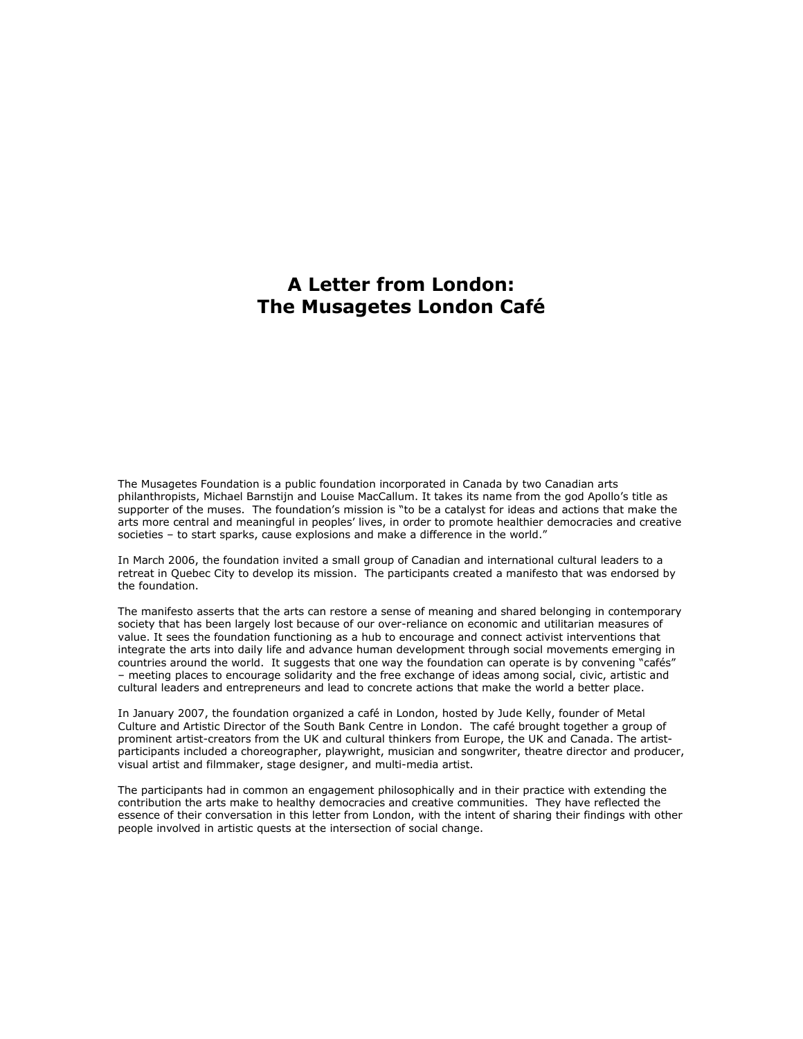# A Letter from London:
# The Musagetes London Café

The Musagetes Foundation is a public foundation incorporated in Canada by two Canadian arts philanthropists, Michael Barnstijn and Louise MacCallum. It takes its name from the god Apollo's title as supporter of the muses. The foundation's mission is "to be a catalyst for ideas and actions that make the arts more central and meaningful in peoples' lives, in order to promote healthier democracies and creative societies – to start sparks, cause explosions and make a difference in the world."

In March 2006, the foundation invited a small group of Canadian and international cultural leaders to a retreat in Quebec City to develop its mission. The participants created a manifesto that was endorsed by the foundation.

The manifesto asserts that the arts can restore a sense of meaning and shared belonging in contemporary society that has been largely lost because of our over-reliance on economic and utilitarian measures of value. It sees the foundation functioning as a hub to encourage and connect activist interventions that integrate the arts into daily life and advance human development through social movements emerging in countries around the world. It suggests that one way the foundation can operate is by convening "cafés" – meeting places to encourage solidarity and the free exchange of ideas among social, civic, artistic and cultural leaders and entrepreneurs and lead to concrete actions that make the world a better place.

In January 2007, the foundation organized a café in London, hosted by Jude Kelly, founder of Metal Culture and Artistic Director of the South Bank Centre in London. The café brought together a group of prominent artist-creators from the UK and cultural thinkers from Europe, the UK and Canada. The artist-participants included a choreographer, playwright, musician and songwriter, theatre director and producer, visual artist and filmmaker, stage designer, and multi-media artist.

The participants had in common an engagement philosophically and in their practice with extending the contribution the arts make to healthy democracies and creative communities. They have reflected the essence of their conversation in this letter from London, with the intent of sharing their findings with other people involved in artistic quests at the intersection of social change.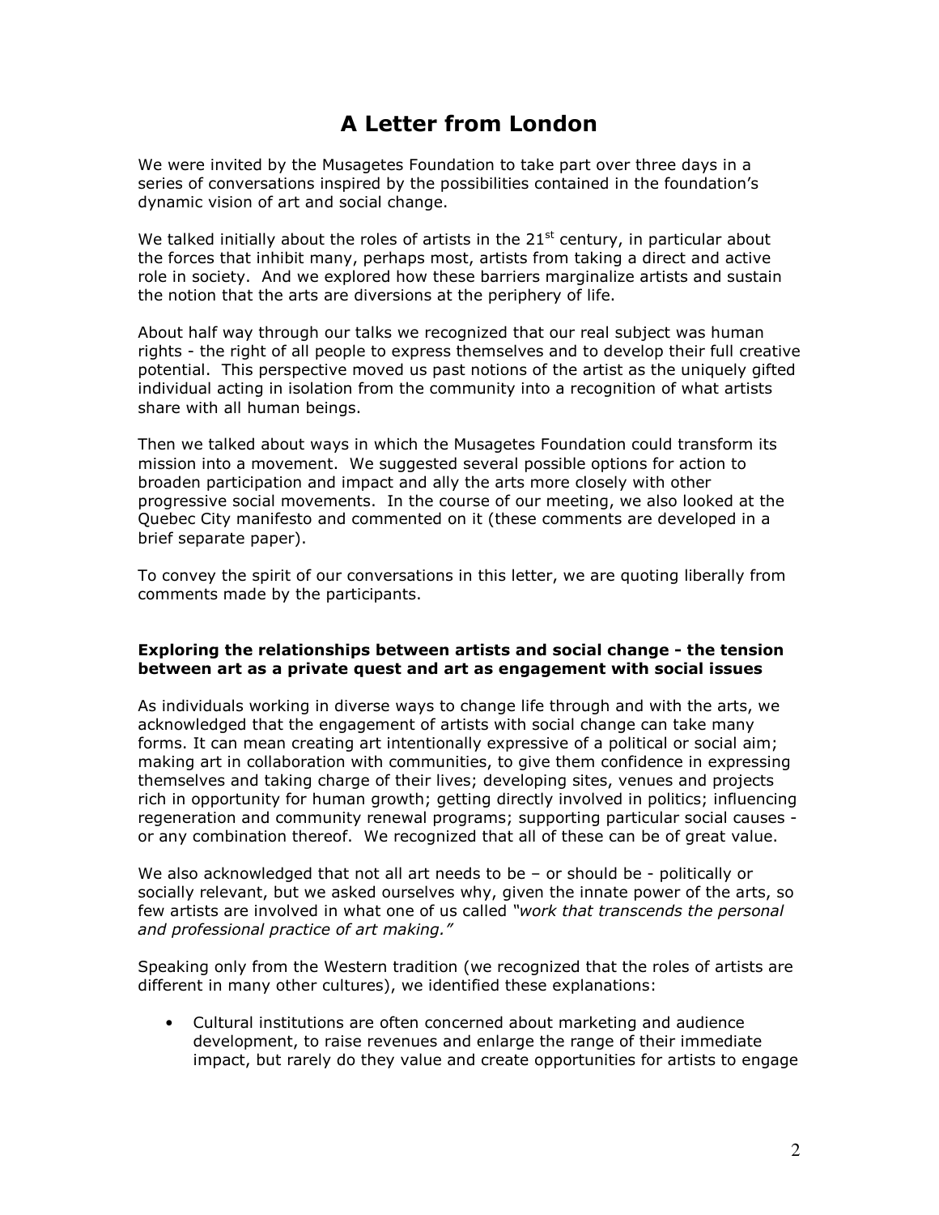# A Letter from London

We were invited by the Musagetes Foundation to take part over three days in a series of conversations inspired by the possibilities contained in the foundation's dynamic vision of art and social change.

We talked initially about the roles of artists in the 21st century, in particular about the forces that inhibit many, perhaps most, artists from taking a direct and active role in society. And we explored how these barriers marginalize artists and sustain the notion that the arts are diversions at the periphery of life.

About half way through our talks we recognized that our real subject was human rights - the right of all people to express themselves and to develop their full creative potential. This perspective moved us past notions of the artist as the uniquely gifted individual acting in isolation from the community into a recognition of what artists share with all human beings.

Then we talked about ways in which the Musagetes Foundation could transform its mission into a movement. We suggested several possible options for action to broaden participation and impact and ally the arts more closely with other progressive social movements. In the course of our meeting, we also looked at the Quebec City manifesto and commented on it (these comments are developed in a brief separate paper).

To convey the spirit of our conversations in this letter, we are quoting liberally from comments made by the participants.

### Exploring the relationships between artists and social change - the tension between art as a private quest and art as engagement with social issues

As individuals working in diverse ways to change life through and with the arts, we acknowledged that the engagement of artists with social change can take many forms. It can mean creating art intentionally expressive of a political or social aim; making art in collaboration with communities, to give them confidence in expressing themselves and taking charge of their lives; developing sites, venues and projects rich in opportunity for human growth; getting directly involved in politics; influencing regeneration and community renewal programs; supporting particular social causes - or any combination thereof. We recognized that all of these can be of great value.

We also acknowledged that not all art needs to be – or should be - politically or socially relevant, but we asked ourselves why, given the innate power of the arts, so few artists are involved in what one of us called *"work that transcends the personal and professional practice of art making."*

Speaking only from the Western tradition (we recognized that the roles of artists are different in many other cultures), we identified these explanations:

- Cultural institutions are often concerned about marketing and audience development, to raise revenues and enlarge the range of their immediate impact, but rarely do they value and create opportunities for artists to engage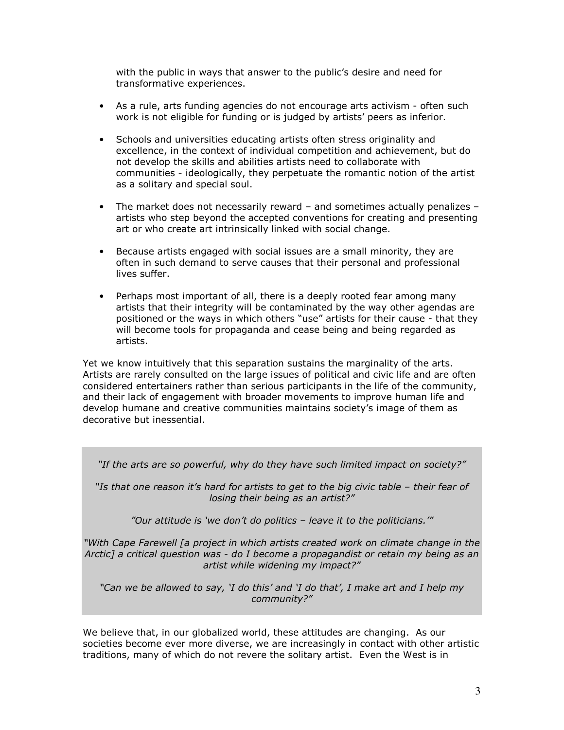with the public in ways that answer to the public's desire and need for transformative experiences.

- As a rule, arts funding agencies do not encourage arts activism - often such work is not eligible for funding or is judged by artists' peers as inferior.

- Schools and universities educating artists often stress originality and excellence, in the context of individual competition and achievement, but do not develop the skills and abilities artists need to collaborate with communities - ideologically, they perpetuate the romantic notion of the artist as a solitary and special soul.

- The market does not necessarily reward – and sometimes actually penalizes – artists who step beyond the accepted conventions for creating and presenting art or who create art intrinsically linked with social change.

- Because artists engaged with social issues are a small minority, they are often in such demand to serve causes that their personal and professional lives suffer.

- Perhaps most important of all, there is a deeply rooted fear among many artists that their integrity will be contaminated by the way other agendas are positioned or the ways in which others "use" artists for their cause - that they will become tools for propaganda and cease being and being regarded as artists.

Yet we know intuitively that this separation sustains the marginality of the arts. Artists are rarely consulted on the large issues of political and civic life and are often considered entertainers rather than serious participants in the life of the community, and their lack of engagement with broader movements to improve human life and develop humane and creative communities maintains society's image of them as decorative but inessential.

> *"If the arts are so powerful, why do they have such limited impact on society?"*
>
> *"Is that one reason it's hard for artists to get to the big civic table – their fear of losing their being as an artist?"*
>
> *"Our attitude is 'we don't do politics – leave it to the politicians.'"*
>
> *"With Cape Farewell [a project in which artists created work on climate change in the Arctic] a critical question was - do I become a propagandist or retain my being as an artist while widening my impact?"*
>
> *"Can we be allowed to say, 'I do this' <u>and</u> 'I do that', I make art <u>and</u> I help my community?"*

We believe that, in our globalized world, these attitudes are changing. As our societies become ever more diverse, we are increasingly in contact with other artistic traditions, many of which do not revere the solitary artist. Even the West is in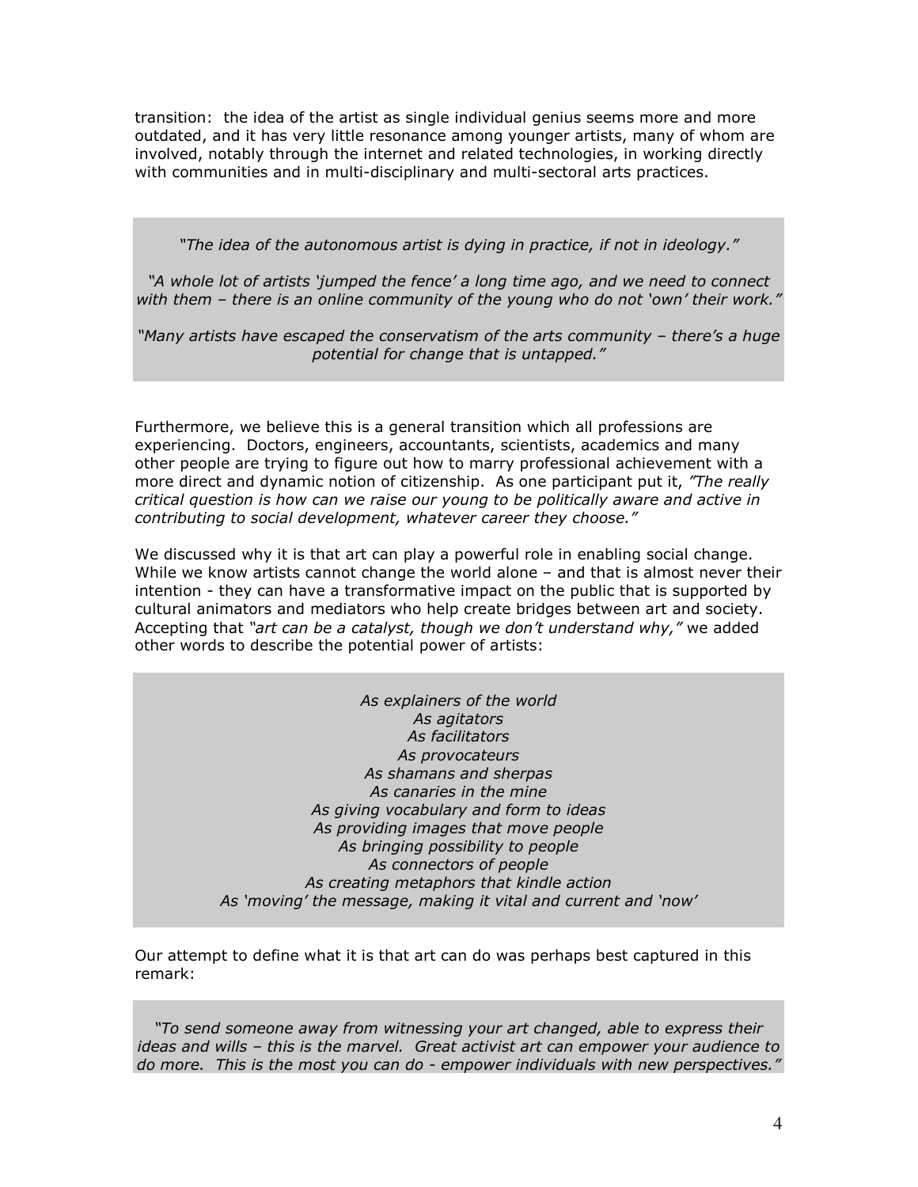transition: the idea of the artist as single individual genius seems more and more outdated, and it has very little resonance among younger artists, many of whom are involved, notably through the internet and related technologies, in working directly with communities and in multi-disciplinary and multi-sectoral arts practices.

> *"The idea of the autonomous artist is dying in practice, if not in ideology."*
>
> *"A whole lot of artists 'jumped the fence' a long time ago, and we need to connect with them – there is an online community of the young who do not 'own' their work."*
>
> *"Many artists have escaped the conservatism of the arts community – there's a huge potential for change that is untapped."*

Furthermore, we believe this is a general transition which all professions are experiencing. Doctors, engineers, accountants, scientists, academics and many other people are trying to figure out how to marry professional achievement with a more direct and dynamic notion of citizenship. As one participant put it, *"The really critical question is how can we raise our young to be politically aware and active in contributing to social development, whatever career they choose."*

We discussed why it is that art can play a powerful role in enabling social change. While we know artists cannot change the world alone – and that is almost never their intention - they can have a transformative impact on the public that is supported by cultural animators and mediators who help create bridges between art and society. Accepting that *"art can be a catalyst, though we don't understand why,"* we added other words to describe the potential power of artists:

> *As explainers of the world*
> *As agitators*
> *As facilitators*
> *As provocateurs*
> *As shamans and sherpas*
> *As canaries in the mine*
> *As giving vocabulary and form to ideas*
> *As providing images that move people*
> *As bringing possibility to people*
> *As connectors of people*
> *As creating metaphors that kindle action*
> *As 'moving' the message, making it vital and current and 'now'*

Our attempt to define what it is that art can do was perhaps best captured in this remark:

> *"To send someone away from witnessing your art changed, able to express their ideas and wills – this is the marvel. Great activist art can empower your audience to do more. This is the most you can do - empower individuals with new perspectives."*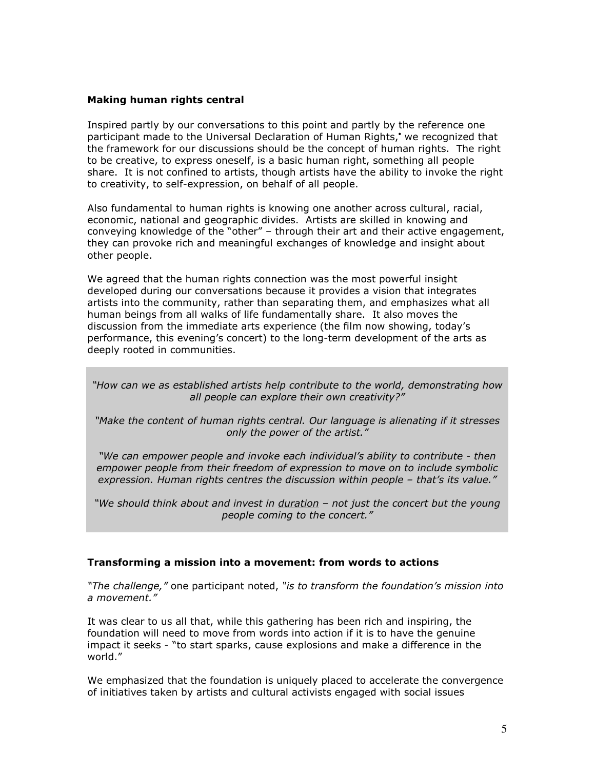### Making human rights central

Inspired partly by our conversations to this point and partly by the reference one participant made to the Universal Declaration of Human Rights,• we recognized that the framework for our discussions should be the concept of human rights. The right to be creative, to express oneself, is a basic human right, something all people share. It is not confined to artists, though artists have the ability to invoke the right to creativity, to self-expression, on behalf of all people.

Also fundamental to human rights is knowing one another across cultural, racial, economic, national and geographic divides. Artists are skilled in knowing and conveying knowledge of the "other" – through their art and their active engagement, they can provoke rich and meaningful exchanges of knowledge and insight about other people.

We agreed that the human rights connection was the most powerful insight developed during our conversations because it provides a vision that integrates artists into the community, rather than separating them, and emphasizes what all human beings from all walks of life fundamentally share. It also moves the discussion from the immediate arts experience (the film now showing, today's performance, this evening's concert) to the long-term development of the arts as deeply rooted in communities.

> *"How can we as established artists help contribute to the world, demonstrating how all people can explore their own creativity?"*
>
> *"Make the content of human rights central. Our language is alienating if it stresses only the power of the artist."*
>
> *"We can empower people and invoke each individual's ability to contribute - then empower people from their freedom of expression to move on to include symbolic expression. Human rights centres the discussion within people – that's its value."*
>
> *"We should think about and invest in duration – not just the concert but the young people coming to the concert."*

### Transforming a mission into a movement: from words to actions

*"The challenge,"* one participant noted, *"is to transform the foundation's mission into a movement."*

It was clear to us all that, while this gathering has been rich and inspiring, the foundation will need to move from words into action if it is to have the genuine impact it seeks - "to start sparks, cause explosions and make a difference in the world."

We emphasized that the foundation is uniquely placed to accelerate the convergence of initiatives taken by artists and cultural activists engaged with social issues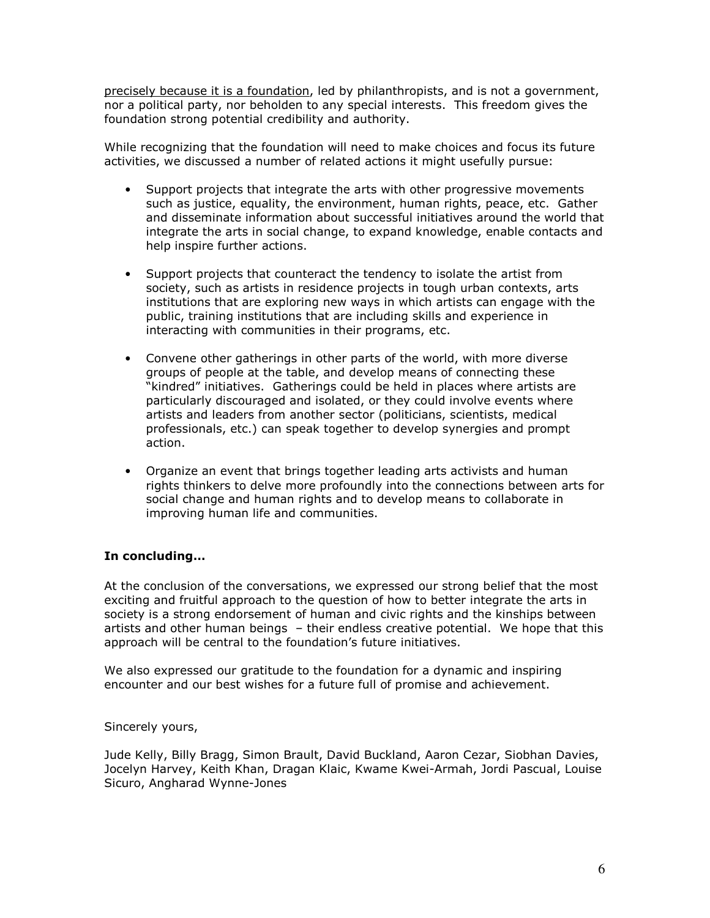precisely because it is a foundation, led by philanthropists, and is not a government, nor a political party, nor beholden to any special interests. This freedom gives the foundation strong potential credibility and authority.

While recognizing that the foundation will need to make choices and focus its future activities, we discussed a number of related actions it might usefully pursue:

- Support projects that integrate the arts with other progressive movements such as justice, equality, the environment, human rights, peace, etc. Gather and disseminate information about successful initiatives around the world that integrate the arts in social change, to expand knowledge, enable contacts and help inspire further actions.

- Support projects that counteract the tendency to isolate the artist from society, such as artists in residence projects in tough urban contexts, arts institutions that are exploring new ways in which artists can engage with the public, training institutions that are including skills and experience in interacting with communities in their programs, etc.

- Convene other gatherings in other parts of the world, with more diverse groups of people at the table, and develop means of connecting these "kindred" initiatives. Gatherings could be held in places where artists are particularly discouraged and isolated, or they could involve events where artists and leaders from another sector (politicians, scientists, medical professionals, etc.) can speak together to develop synergies and prompt action.

- Organize an event that brings together leading arts activists and human rights thinkers to delve more profoundly into the connections between arts for social change and human rights and to develop means to collaborate in improving human life and communities.

**In concluding…**

At the conclusion of the conversations, we expressed our strong belief that the most exciting and fruitful approach to the question of how to better integrate the arts in society is a strong endorsement of human and civic rights and the kinships between artists and other human beings – their endless creative potential. We hope that this approach will be central to the foundation's future initiatives.

We also expressed our gratitude to the foundation for a dynamic and inspiring encounter and our best wishes for a future full of promise and achievement.

Sincerely yours,

Jude Kelly, Billy Bragg, Simon Brault, David Buckland, Aaron Cezar, Siobhan Davies, Jocelyn Harvey, Keith Khan, Dragan Klaic, Kwame Kwei-Armah, Jordi Pascual, Louise Sicuro, Angharad Wynne-Jones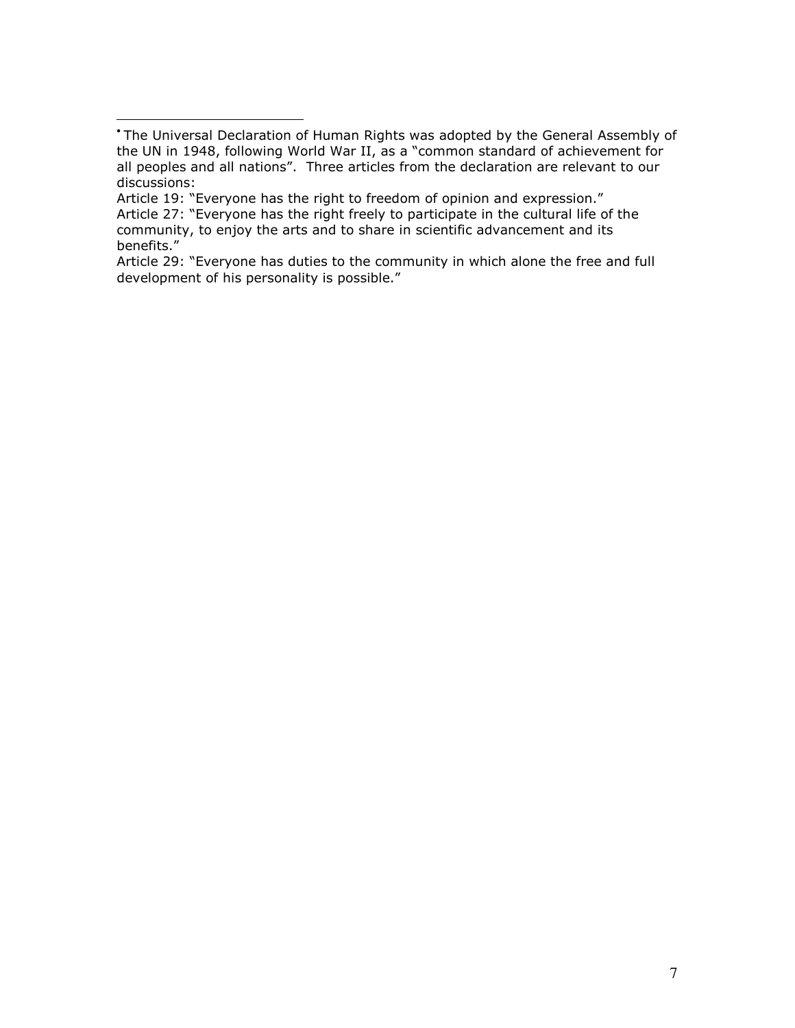• The Universal Declaration of Human Rights was adopted by the General Assembly of the UN in 1948, following World War II, as a "common standard of achievement for all peoples and all nations". Three articles from the declaration are relevant to our discussions:

Article 19: "Everyone has the right to freedom of opinion and expression."

Article 27: "Everyone has the right freely to participate in the cultural life of the community, to enjoy the arts and to share in scientific advancement and its benefits."

Article 29: "Everyone has duties to the community in which alone the free and full development of his personality is possible."